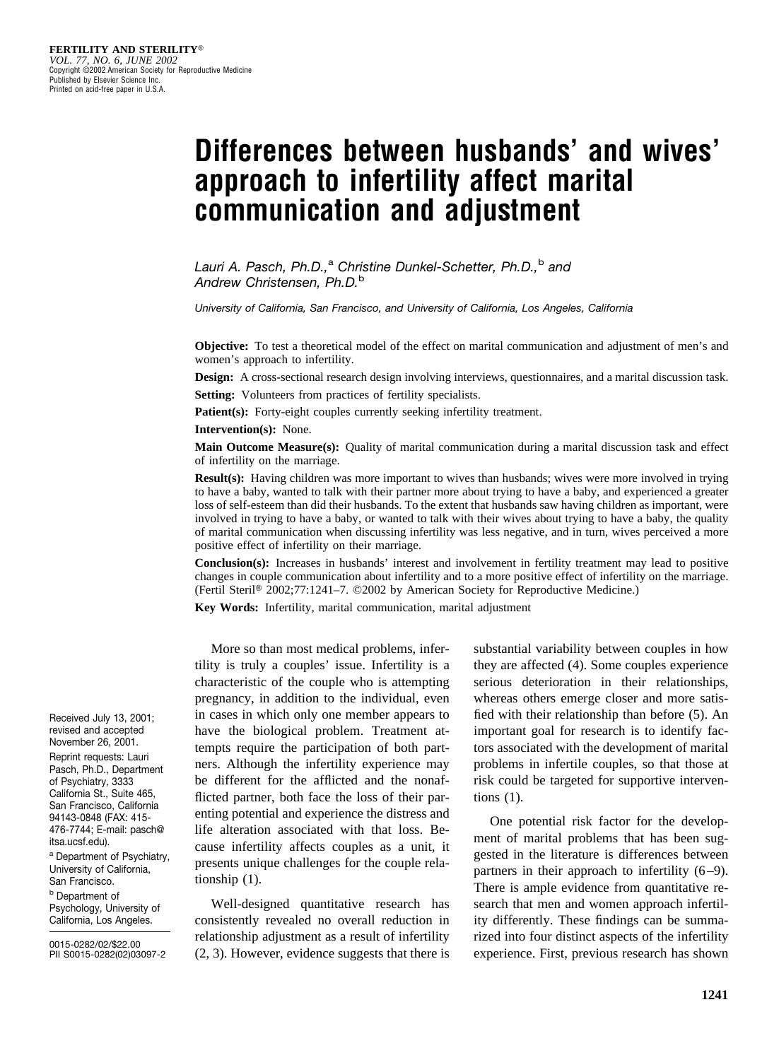FERTILITY AND STERILITY®
*VOL. 77, NO. 6, JUNE 2002*
Copyright ©2002 American Society for Reproductive Medicine
Published by Elsevier Science Inc.
Printed on acid-free paper in U.S.A.

# Differences between husbands' and wives' approach to infertility affect marital communication and adjustment

*Lauri A. Pasch, Ph.D.,[a] Christine Dunkel-Schetter, Ph.D.,[b] and Andrew Christensen, Ph.D.[b]*

*University of California, San Francisco, and University of California, Los Angeles, California*

**Objective:** To test a theoretical model of the effect on marital communication and adjustment of men's and women's approach to infertility.

**Design:** A cross-sectional research design involving interviews, questionnaires, and a marital discussion task.

**Setting:** Volunteers from practices of fertility specialists.

**Patient(s):** Forty-eight couples currently seeking infertility treatment.

**Intervention(s):** None.

**Main Outcome Measure(s):** Quality of marital communication during a marital discussion task and effect of infertility on the marriage.

**Result(s):** Having children was more important to wives than husbands; wives were more involved in trying to have a baby, wanted to talk with their partner more about trying to have a baby, and experienced a greater loss of self-esteem than did their husbands. To the extent that husbands saw having children as important, were involved in trying to have a baby, or wanted to talk with their wives about trying to have a baby, the quality of marital communication when discussing infertility was less negative, and in turn, wives perceived a more positive effect of infertility on their marriage.

**Conclusion(s):** Increases in husbands' interest and involvement in fertility treatment may lead to positive changes in couple communication about infertility and to a more positive effect of infertility on the marriage. (Fertil Steril® 2002;77:1241–7. ©2002 by American Society for Reproductive Medicine.)

**Key Words:** Infertility, marital communication, marital adjustment

Received July 13, 2001; revised and accepted November 26, 2001.

Reprint requests: Lauri Pasch, Ph.D., Department of Psychiatry, 3333 California St., Suite 465, San Francisco, California 94143-0848 (FAX: 415-476-7744; E-mail: pasch@itsa.ucsf.edu).

[a] Department of Psychiatry, University of California, San Francisco.

[b] Department of Psychology, University of California, Los Angeles.

0015-0282/02/$22.00
PII S0015-0282(02)03097-2

More so than most medical problems, infertility is truly a couples' issue. Infertility is a characteristic of the couple who is attempting pregnancy, in addition to the individual, even in cases in which only one member appears to have the biological problem. Treatment attempts require the participation of both partners. Although the infertility experience may be different for the afflicted and the nonafflicted partner, both face the loss of their parenting potential and experience the distress and life alteration associated with that loss. Because infertility affects couples as a unit, it presents unique challenges for the couple relationship (1).

Well-designed quantitative research has consistently revealed no overall reduction in relationship adjustment as a result of infertility (2, 3). However, evidence suggests that there is substantial variability between couples in how they are affected (4). Some couples experience serious deterioration in their relationships, whereas others emerge closer and more satisfied with their relationship than before (5). An important goal for research is to identify factors associated with the development of marital problems in infertile couples, so that those at risk could be targeted for supportive interventions (1).

One potential risk factor for the development of marital problems that has been suggested in the literature is differences between partners in their approach to infertility (6–9). There is ample evidence from quantitative research that men and women approach infertility differently. These findings can be summarized into four distinct aspects of the infertility experience. First, previous research has shown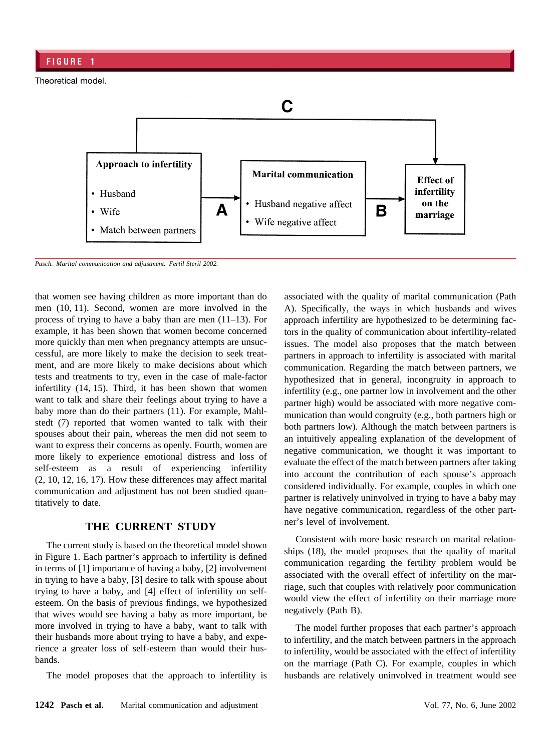**FIGURE 1**

Theoretical model.

C

Approach to infertility
- Husband
- Wife
- Match between partners

A

Marital communication
- Husband negative affect
- Wife negative affect

B

Effect of infertility on the marriage

*Pasch. Marital communication and adjustment. Fertil Steril 2002.*

that women see having children as more important than do men (10, 11). Second, women are more involved in the process of trying to have a baby than are men (11–13). For example, it has been shown that women become concerned more quickly than men when pregnancy attempts are unsuccessful, are more likely to make the decision to seek treatment, and are more likely to make decisions about which tests and treatments to try, even in the case of male-factor infertility (14, 15). Third, it has been shown that women want to talk and share their feelings about trying to have a baby more than do their partners (11). For example, Mahlstedt (7) reported that women wanted to talk with their spouses about their pain, whereas the men did not seem to want to express their concerns as openly. Fourth, women are more likely to experience emotional distress and loss of self-esteem as a result of experiencing infertility (2, 10, 12, 16, 17). How these differences may affect marital communication and adjustment has not been studied quantitatively to date.

## THE CURRENT STUDY

The current study is based on the theoretical model shown in Figure 1. Each partner's approach to infertility is defined in terms of [1] importance of having a baby, [2] involvement in trying to have a baby, [3] desire to talk with spouse about trying to have a baby, and [4] effect of infertility on self-esteem. On the basis of previous findings, we hypothesized that wives would see having a baby as more important, be more involved in trying to have a baby, want to talk with their husbands more about trying to have a baby, and experience a greater loss of self-esteem than would their husbands.

The model proposes that the approach to infertility is associated with the quality of marital communication (Path A). Specifically, the ways in which husbands and wives approach infertility are hypothesized to be determining factors in the quality of communication about infertility-related issues. The model also proposes that the match between partners in approach to infertility is associated with marital communication. Regarding the match between partners, we hypothesized that in general, incongruity in approach to infertility (e.g., one partner low in involvement and the other partner high) would be associated with more negative communication than would congruity (e.g., both partners high or both partners low). Although the match between partners is an intuitively appealing explanation of the development of negative communication, we thought it was important to evaluate the effect of the match between partners after taking into account the contribution of each spouse's approach considered individually. For example, couples in which one partner is relatively uninvolved in trying to have a baby may have negative communication, regardless of the other partner's level of involvement.

Consistent with more basic research on marital relationships (18), the model proposes that the quality of marital communication regarding the fertility problem would be associated with the overall effect of infertility on the marriage, such that couples with relatively poor communication would view the effect of infertility on their marriage more negatively (Path B).

The model further proposes that each partner's approach to infertility, and the match between partners in the approach to infertility, would be associated with the effect of infertility on the marriage (Path C). For example, couples in which husbands are relatively uninvolved in treatment would see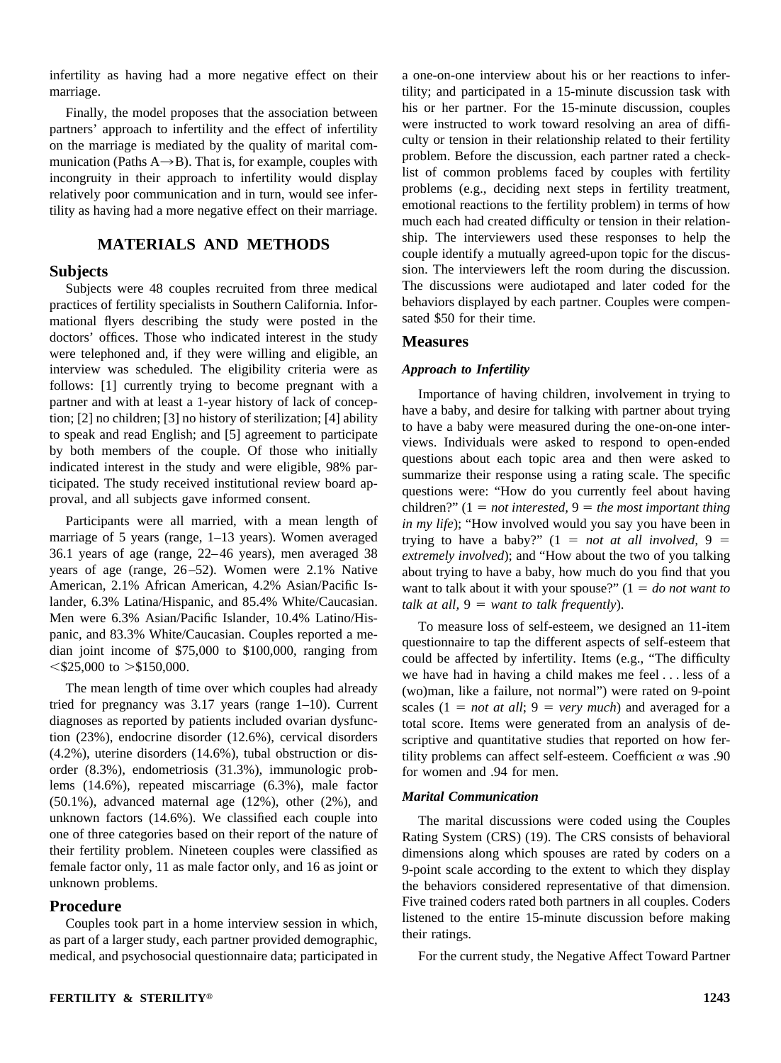infertility as having had a more negative effect on their marriage.

Finally, the model proposes that the association between partners' approach to infertility and the effect of infertility on the marriage is mediated by the quality of marital communication (Paths A→B). That is, for example, couples with incongruity in their approach to infertility would display relatively poor communication and in turn, would see infertility as having had a more negative effect on their marriage.

## MATERIALS AND METHODS

### Subjects

Subjects were 48 couples recruited from three medical practices of fertility specialists in Southern California. Informational flyers describing the study were posted in the doctors' offices. Those who indicated interest in the study were telephoned and, if they were willing and eligible, an interview was scheduled. The eligibility criteria were as follows: [1] currently trying to become pregnant with a partner and with at least a 1-year history of lack of conception; [2] no children; [3] no history of sterilization; [4] ability to speak and read English; and [5] agreement to participate by both members of the couple. Of those who initially indicated interest in the study and were eligible, 98% participated. The study received institutional review board approval, and all subjects gave informed consent.

Participants were all married, with a mean length of marriage of 5 years (range, 1–13 years). Women averaged 36.1 years of age (range, 22–46 years), men averaged 38 years of age (range, 26–52). Women were 2.1% Native American, 2.1% African American, 4.2% Asian/Pacific Islander, 6.3% Latina/Hispanic, and 85.4% White/Caucasian. Men were 6.3% Asian/Pacific Islander, 10.4% Latino/Hispanic, and 83.3% White/Caucasian. Couples reported a median joint income of \$75,000 to \$100,000, ranging from <\$25,000 to >\$150,000.

The mean length of time over which couples had already tried for pregnancy was 3.17 years (range 1–10). Current diagnoses as reported by patients included ovarian dysfunction (23%), endocrine disorder (12.6%), cervical disorders (4.2%), uterine disorders (14.6%), tubal obstruction or disorder (8.3%), endometriosis (31.3%), immunologic problems (14.6%), repeated miscarriage (6.3%), male factor (50.1%), advanced maternal age (12%), other (2%), and unknown factors (14.6%). We classified each couple into one of three categories based on their report of the nature of their fertility problem. Nineteen couples were classified as female factor only, 11 as male factor only, and 16 as joint or unknown problems.

### Procedure

Couples took part in a home interview session in which, as part of a larger study, each partner provided demographic, medical, and psychosocial questionnaire data; participated in a one-on-one interview about his or her reactions to infertility; and participated in a 15-minute discussion task with his or her partner. For the 15-minute discussion, couples were instructed to work toward resolving an area of difficulty or tension in their relationship related to their fertility problem. Before the discussion, each partner rated a checklist of common problems faced by couples with fertility problems (e.g., deciding next steps in fertility treatment, emotional reactions to the fertility problem) in terms of how much each had created difficulty or tension in their relationship. The interviewers used these responses to help the couple identify a mutually agreed-upon topic for the discussion. The interviewers left the room during the discussion. The discussions were audiotaped and later coded for the behaviors displayed by each partner. Couples were compensated \$50 for their time.

### Measures

#### *Approach to Infertility*

Importance of having children, involvement in trying to have a baby, and desire for talking with partner about trying to have a baby were measured during the one-on-one interviews. Individuals were asked to respond to open-ended questions about each topic area and then were asked to summarize their response using a rating scale. The specific questions were: "How do you currently feel about having children?" (1 = *not interested,* 9 = *the most important thing in my life*); "How involved would you say you have been in trying to have a baby?" (1 = *not at all involved,* 9 = *extremely involved*); and "How about the two of you talking about trying to have a baby, how much do you find that you want to talk about it with your spouse?" (1 = *do not want to talk at all,* 9 = *want to talk frequently*).

To measure loss of self-esteem, we designed an 11-item questionnaire to tap the different aspects of self-esteem that could be affected by infertility. Items (e.g., "The difficulty we have had in having a child makes me feel . . . less of a (wo)man, like a failure, not normal") were rated on 9-point scales (1 = *not at all*; 9 = *very much*) and averaged for a total score. Items were generated from an analysis of descriptive and quantitative studies that reported on how fertility problems can affect self-esteem. Coefficient $\alpha$ was .90 for women and .94 for men.

#### *Marital Communication*

The marital discussions were coded using the Couples Rating System (CRS) (19). The CRS consists of behavioral dimensions along which spouses are rated by coders on a 9-point scale according to the extent to which they display the behaviors considered representative of that dimension. Five trained coders rated both partners in all couples. Coders listened to the entire 15-minute discussion before making their ratings.

For the current study, the Negative Affect Toward Partner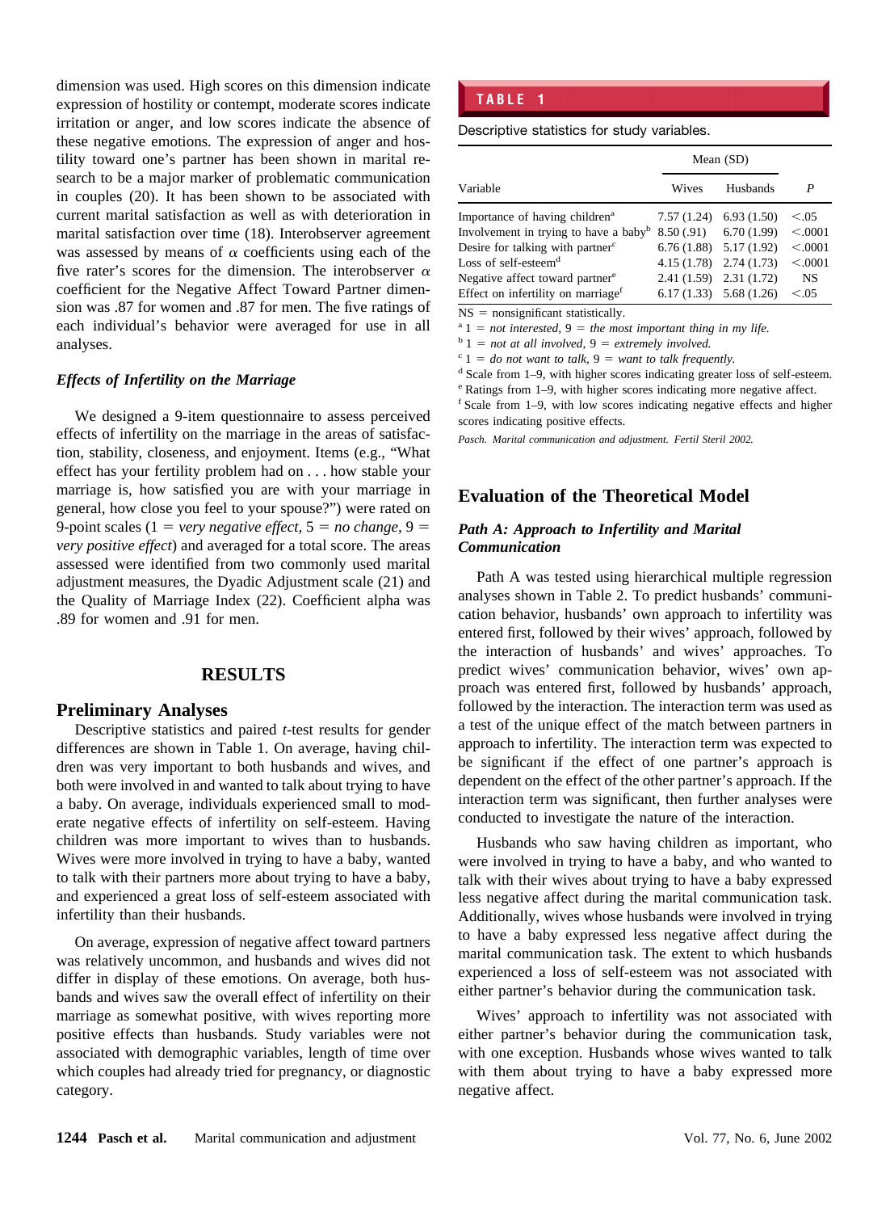dimension was used. High scores on this dimension indicate expression of hostility or contempt, moderate scores indicate irritation or anger, and low scores indicate the absence of these negative emotions. The expression of anger and hostility toward one's partner has been shown in marital research to be a major marker of problematic communication in couples (20). It has been shown to be associated with current marital satisfaction as well as with deterioration in marital satisfaction over time (18). Interobserver agreement was assessed by means of $\alpha$ coefficients using each of the five rater's scores for the dimension. The interobserver $\alpha$ coefficient for the Negative Affect Toward Partner dimension was .87 for women and .87 for men. The five ratings of each individual's behavior were averaged for use in all analyses.

### *Effects of Infertility on the Marriage*

We designed a 9-item questionnaire to assess perceived effects of infertility on the marriage in the areas of satisfaction, stability, closeness, and enjoyment. Items (e.g., "What effect has your fertility problem had on . . . how stable your marriage is, how satisfied you are with your marriage in general, how close you feel to your spouse?") were rated on 9-point scales (1 = *very negative effect,* 5 = *no change,* 9 = *very positive effect*) and averaged for a total score. The areas assessed were identified from two commonly used marital adjustment measures, the Dyadic Adjustment scale (21) and the Quality of Marriage Index (22). Coefficient alpha was .89 for women and .91 for men.

## RESULTS

### Preliminary Analyses

Descriptive statistics and paired *t*-test results for gender differences are shown in Table 1. On average, having children was very important to both husbands and wives, and both were involved in and wanted to talk about trying to have a baby. On average, individuals experienced small to moderate negative effects of infertility on self-esteem. Having children was more important to wives than to husbands. Wives were more involved in trying to have a baby, wanted to talk with their partners more about trying to have a baby, and experienced a great loss of self-esteem associated with infertility than their husbands.

On average, expression of negative affect toward partners was relatively uncommon, and husbands and wives did not differ in display of these emotions. On average, both husbands and wives saw the overall effect of infertility on their marriage as somewhat positive, with wives reporting more positive effects than husbands. Study variables were not associated with demographic variables, length of time over which couples had already tried for pregnancy, or diagnostic category.

**TABLE 1**

Descriptive statistics for study variables.

| Variable | Mean (SD) | | $P$ |
|---|---|---|---|
| | Wives | Husbands | |
| Importance of having children[a] | 7.57 (1.24) | 6.93 (1.50) | <.05 |
| Involvement in trying to have a baby[b] | 8.50 (.91) | 6.70 (1.99) | <.0001 |
| Desire for talking with partner[c] | 6.76 (1.88) | 5.17 (1.92) | <.0001 |
| Loss of self-esteem[d] | 4.15 (1.78) | 2.74 (1.73) | <.0001 |
| Negative affect toward partner[e] | 2.41 (1.59) | 2.31 (1.72) | NS |
| Effect on infertility on marriage[f] | 6.17 (1.33) | 5.68 (1.26) | <.05 |

NS = nonsignificant statistically.

[a] 1 = *not interested,* 9 = *the most important thing in my life.*

[b] 1 = *not at all involved,* 9 = *extremely involved.*

[c] 1 = *do not want to talk,* 9 = *want to talk frequently.*

[d] Scale from 1–9, with higher scores indicating greater loss of self-esteem.

[e] Ratings from 1–9, with higher scores indicating more negative affect.

[f] Scale from 1–9, with low scores indicating negative effects and higher scores indicating positive effects.

*Pasch. Marital communication and adjustment. Fertil Steril 2002.*

## Evaluation of the Theoretical Model

### *Path A: Approach to Infertility and Marital Communication*

Path A was tested using hierarchical multiple regression analyses shown in Table 2. To predict husbands' communication behavior, husbands' own approach to infertility was entered first, followed by their wives' approach, followed by the interaction of husbands' and wives' approaches. To predict wives' communication behavior, wives' own approach was entered first, followed by husbands' approach, followed by the interaction. The interaction term was used as a test of the unique effect of the match between partners in approach to infertility. The interaction term was expected to be significant if the effect of one partner's approach is dependent on the effect of the other partner's approach. If the interaction term was significant, then further analyses were conducted to investigate the nature of the interaction.

Husbands who saw having children as important, who were involved in trying to have a baby, and who wanted to talk with their wives about trying to have a baby expressed less negative affect during the marital communication task. Additionally, wives whose husbands were involved in trying to have a baby expressed less negative affect during the marital communication task. The extent to which husbands experienced a loss of self-esteem was not associated with either partner's behavior during the communication task.

Wives' approach to infertility was not associated with either partner's behavior during the communication task, with one exception. Husbands whose wives wanted to talk with them about trying to have a baby expressed more negative affect.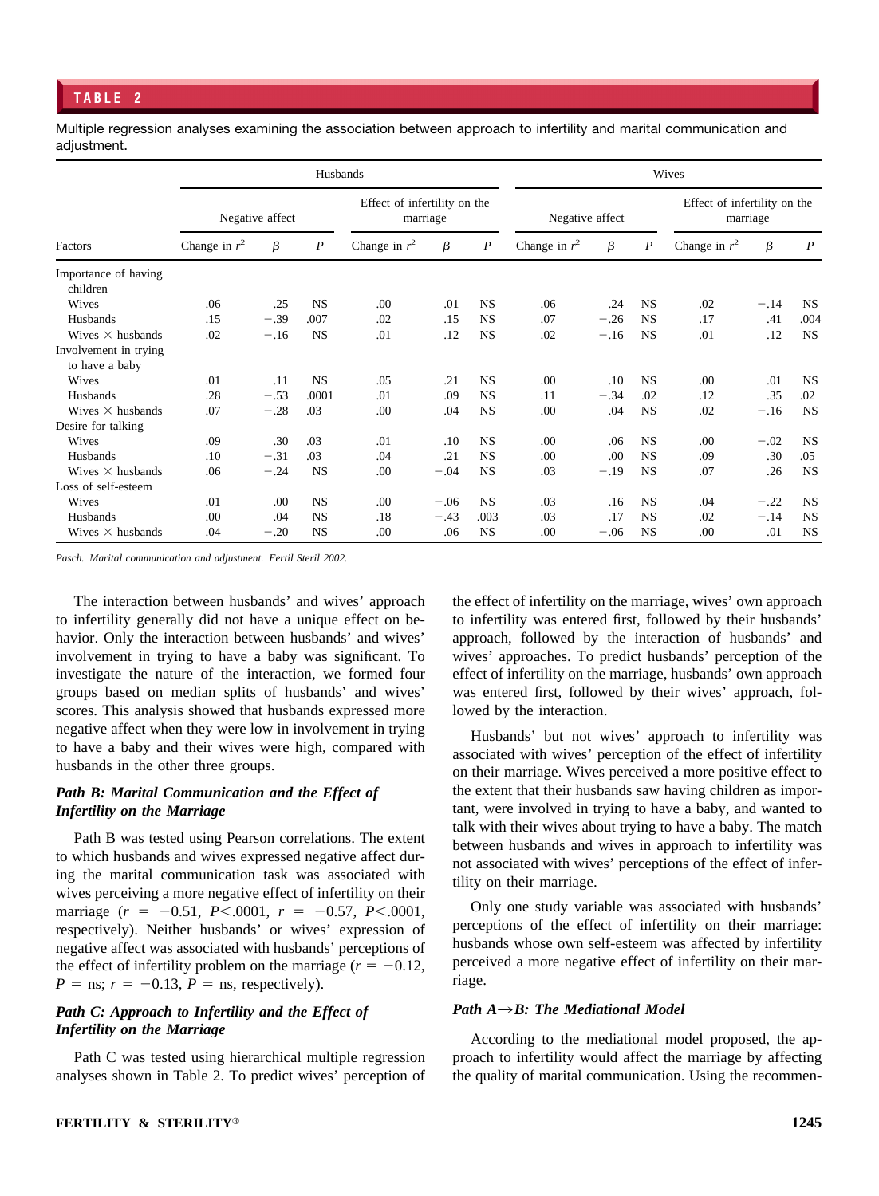**TABLE 2**

Multiple regression analyses examining the association between approach to infertility and marital communication and adjustment.

| Factors | Husbands | | | | | | Wives | | | | | |
|---|---|---|---|---|---|---|---|---|---|---|---|---|
| | Negative affect | | | Effect of infertility on the marriage | | | Negative affect | | | Effect of infertility on the marriage | | |
| | Change in $r^2$ | $\beta$ | $P$ | Change in $r^2$ | $\beta$ | $P$ | Change in $r^2$ | $\beta$ | $P$ | Change in $r^2$ | $\beta$ | $P$ |
| Importance of having children | | | | | | | | | | | | |
| Wives | .06 | .25 | NS | .00 | .01 | NS | .06 | .24 | NS | .02 | −.14 | NS |
| Husbands | .15 | −.39 | .007 | .02 | .15 | NS | .07 | −.26 | NS | .17 | .41 | .004 |
| Wives × husbands | .02 | −.16 | NS | .01 | .12 | NS | .02 | −.16 | NS | .01 | .12 | NS |
| Involvement in trying to have a baby | | | | | | | | | | | | |
| Wives | .01 | .11 | NS | .05 | .21 | NS | .00 | .10 | NS | .00 | .01 | NS |
| Husbands | .28 | −.53 | .0001 | .01 | .09 | NS | .11 | −.34 | .02 | .12 | .35 | .02 |
| Wives × husbands | .07 | −.28 | .03 | .00 | .04 | NS | .00 | .04 | NS | .02 | −.16 | NS |
| Desire for talking | | | | | | | | | | | | |
| Wives | .09 | .30 | .03 | .01 | .10 | NS | .00 | .06 | NS | .00 | −.02 | NS |
| Husbands | .10 | −.31 | .03 | .04 | .21 | NS | .00 | .00 | NS | .09 | .30 | .05 |
| Wives × husbands | .06 | −.24 | NS | .00 | −.04 | NS | .03 | −.19 | NS | .07 | .26 | NS |
| Loss of self-esteem | | | | | | | | | | | | |
| Wives | .01 | .00 | NS | .00 | −.06 | NS | .03 | .16 | NS | .04 | −.22 | NS |
| Husbands | .00 | .04 | NS | .18 | −.43 | .003 | .03 | .17 | NS | .02 | −.14 | NS |
| Wives × husbands | .04 | −.20 | NS | .00 | .06 | NS | .00 | −.06 | NS | .00 | .01 | NS |

*Pasch. Marital communication and adjustment. Fertil Steril 2002.*

The interaction between husbands' and wives' approach to infertility generally did not have a unique effect on behavior. Only the interaction between husbands' and wives' involvement in trying to have a baby was significant. To investigate the nature of the interaction, we formed four groups based on median splits of husbands' and wives' scores. This analysis showed that husbands expressed more negative affect when they were low in involvement in trying to have a baby and their wives were high, compared with husbands in the other three groups.

### *Path B: Marital Communication and the Effect of Infertility on the Marriage*

Path B was tested using Pearson correlations. The extent to which husbands and wives expressed negative affect during the marital communication task was associated with wives perceiving a more negative effect of infertility on their marriage ($r = -0.51$, $P < .0001$, $r = -0.57$, $P < .0001$, respectively). Neither husbands' or wives' expression of negative affect was associated with husbands' perceptions of the effect of infertility problem on the marriage ($r = -0.12$, $P =$ ns; $r = -0.13$, $P =$ ns, respectively).

### *Path C: Approach to Infertility and the Effect of Infertility on the Marriage*

Path C was tested using hierarchical multiple regression analyses shown in Table 2. To predict wives' perception of the effect of infertility on the marriage, wives' own approach to infertility was entered first, followed by their husbands' approach, followed by the interaction of husbands' and wives' approaches. To predict husbands' perception of the effect of infertility on the marriage, husbands' own approach was entered first, followed by their wives' approach, followed by the interaction.

Husbands' but not wives' approach to infertility was associated with wives' perception of the effect of infertility on their marriage. Wives perceived a more positive effect to the extent that their husbands saw having children as important, were involved in trying to have a baby, and wanted to talk with their wives about trying to have a baby. The match between husbands and wives in approach to infertility was not associated with wives' perceptions of the effect of infertility on their marriage.

Only one study variable was associated with husbands' perceptions of the effect of infertility on their marriage: husbands whose own self-esteem was affected by infertility perceived a more negative effect of infertility on their marriage.

### *Path A→B: The Mediational Model*

According to the mediational model proposed, the approach to infertility would affect the marriage by affecting the quality of marital communication. Using the recommen-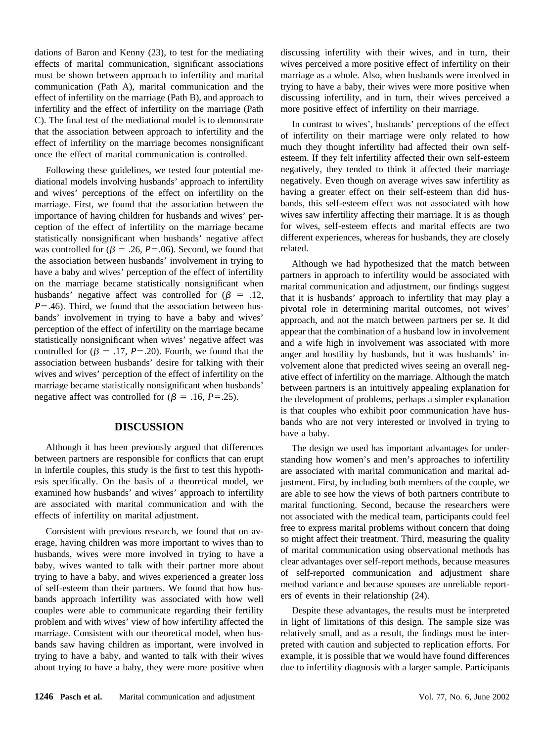dations of Baron and Kenny (23), to test for the mediating effects of marital communication, significant associations must be shown between approach to infertility and marital communication (Path A), marital communication and the effect of infertility on the marriage (Path B), and approach to infertility and the effect of infertility on the marriage (Path C). The final test of the mediational model is to demonstrate that the association between approach to infertility and the effect of infertility on the marriage becomes nonsignificant once the effect of marital communication is controlled.

Following these guidelines, we tested four potential mediational models involving husbands' approach to infertility and wives' perceptions of the effect on infertility on the marriage. First, we found that the association between the importance of having children for husbands and wives' perception of the effect of infertility on the marriage became statistically nonsignificant when husbands' negative affect was controlled for ($\beta = .26$, $P = .06$). Second, we found that the association between husbands' involvement in trying to have a baby and wives' perception of the effect of infertility on the marriage became statistically nonsignificant when husbands' negative affect was controlled for ($\beta = .12$, $P = .46$). Third, we found that the association between husbands' involvement in trying to have a baby and wives' perception of the effect of infertility on the marriage became statistically nonsignificant when wives' negative affect was controlled for ($\beta = .17$, $P = .20$). Fourth, we found that the association between husbands' desire for talking with their wives and wives' perception of the effect of infertility on the marriage became statistically nonsignificant when husbands' negative affect was controlled for ($\beta = .16$, $P = .25$).

## DISCUSSION

Although it has been previously argued that differences between partners are responsible for conflicts that can erupt in infertile couples, this study is the first to test this hypothesis specifically. On the basis of a theoretical model, we examined how husbands' and wives' approach to infertility are associated with marital communication and with the effects of infertility on marital adjustment.

Consistent with previous research, we found that on average, having children was more important to wives than to husbands, wives were more involved in trying to have a baby, wives wanted to talk with their partner more about trying to have a baby, and wives experienced a greater loss of self-esteem than their partners. We found that how husbands approach infertility was associated with how well couples were able to communicate regarding their fertility problem and with wives' view of how infertility affected the marriage. Consistent with our theoretical model, when husbands saw having children as important, were involved in trying to have a baby, and wanted to talk with their wives about trying to have a baby, they were more positive when discussing infertility with their wives, and in turn, their wives perceived a more positive effect of infertility on their marriage as a whole. Also, when husbands were involved in trying to have a baby, their wives were more positive when discussing infertility, and in turn, their wives perceived a more positive effect of infertility on their marriage.

In contrast to wives', husbands' perceptions of the effect of infertility on their marriage were only related to how much they thought infertility had affected their own self-esteem. If they felt infertility affected their own self-esteem negatively, they tended to think it affected their marriage negatively. Even though on average wives saw infertility as having a greater effect on their self-esteem than did husbands, this self-esteem effect was not associated with how wives saw infertility affecting their marriage. It is as though for wives, self-esteem effects and marital effects are two different experiences, whereas for husbands, they are closely related.

Although we had hypothesized that the match between partners in approach to infertility would be associated with marital communication and adjustment, our findings suggest that it is husbands' approach to infertility that may play a pivotal role in determining marital outcomes, not wives' approach, and not the match between partners per se. It did appear that the combination of a husband low in involvement and a wife high in involvement was associated with more anger and hostility by husbands, but it was husbands' involvement alone that predicted wives seeing an overall negative effect of infertility on the marriage. Although the match between partners is an intuitively appealing explanation for the development of problems, perhaps a simpler explanation is that couples who exhibit poor communication have husbands who are not very interested or involved in trying to have a baby.

The design we used has important advantages for understanding how women's and men's approaches to infertility are associated with marital communication and marital adjustment. First, by including both members of the couple, we are able to see how the views of both partners contribute to marital functioning. Second, because the researchers were not associated with the medical team, participants could feel free to express marital problems without concern that doing so might affect their treatment. Third, measuring the quality of marital communication using observational methods has clear advantages over self-report methods, because measures of self-reported communication and adjustment share method variance and because spouses are unreliable reporters of events in their relationship (24).

Despite these advantages, the results must be interpreted in light of limitations of this design. The sample size was relatively small, and as a result, the findings must be interpreted with caution and subjected to replication efforts. For example, it is possible that we would have found differences due to infertility diagnosis with a larger sample. Participants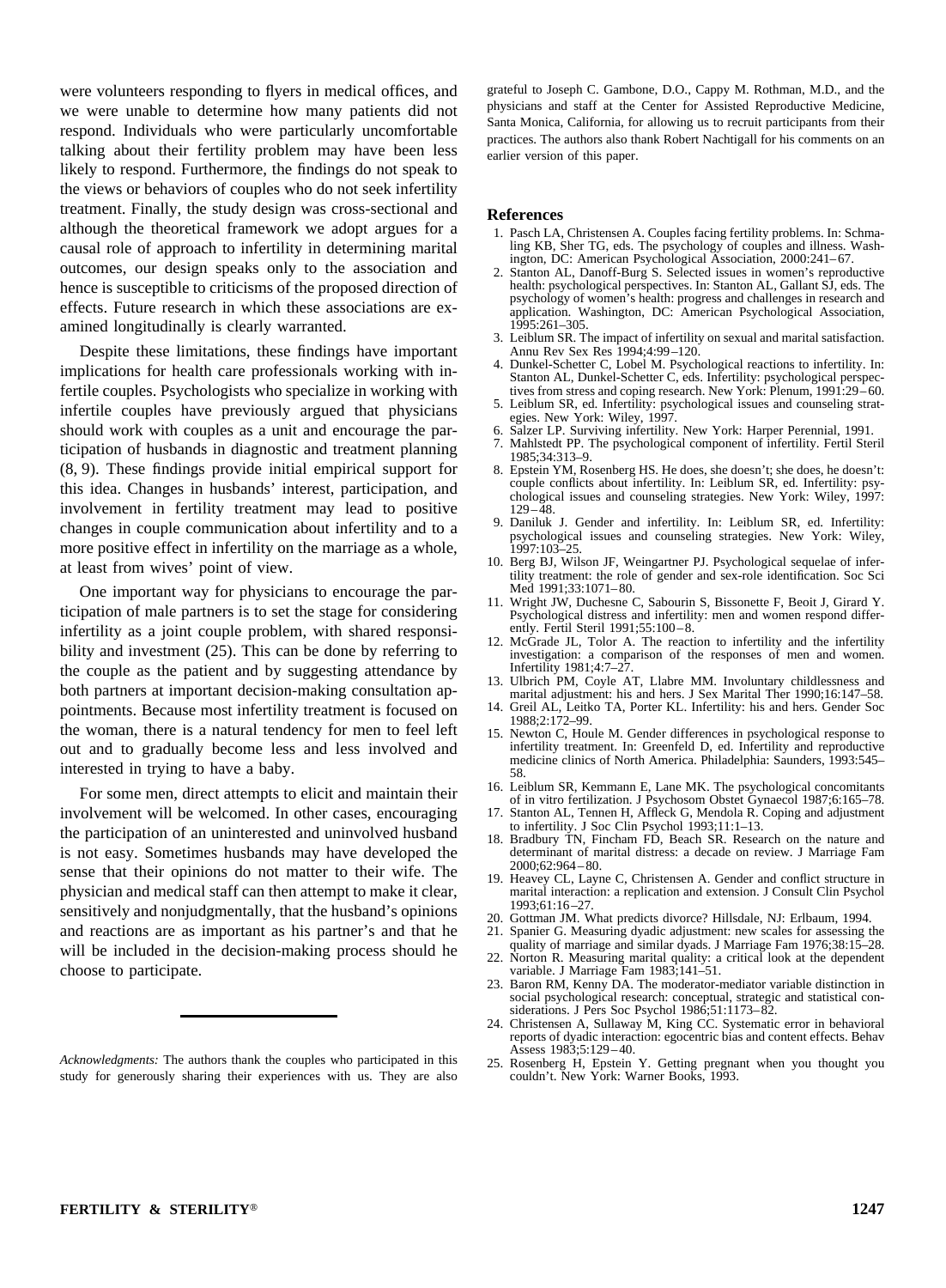were volunteers responding to flyers in medical offices, and we were unable to determine how many patients did not respond. Individuals who were particularly uncomfortable talking about their fertility problem may have been less likely to respond. Furthermore, the findings do not speak to the views or behaviors of couples who do not seek infertility treatment. Finally, the study design was cross-sectional and although the theoretical framework we adopt argues for a causal role of approach to infertility in determining marital outcomes, our design speaks only to the association and hence is susceptible to criticisms of the proposed direction of effects. Future research in which these associations are examined longitudinally is clearly warranted.

Despite these limitations, these findings have important implications for health care professionals working with infertile couples. Psychologists who specialize in working with infertile couples have previously argued that physicians should work with couples as a unit and encourage the participation of husbands in diagnostic and treatment planning (8, 9). These findings provide initial empirical support for this idea. Changes in husbands' interest, participation, and involvement in fertility treatment may lead to positive changes in couple communication about infertility and to a more positive effect in infertility on the marriage as a whole, at least from wives' point of view.

One important way for physicians to encourage the participation of male partners is to set the stage for considering infertility as a joint couple problem, with shared responsibility and investment (25). This can be done by referring to the couple as the patient and by suggesting attendance by both partners at important decision-making consultation appointments. Because most infertility treatment is focused on the woman, there is a natural tendency for men to feel left out and to gradually become less and less involved and interested in trying to have a baby.

For some men, direct attempts to elicit and maintain their involvement will be welcomed. In other cases, encouraging the participation of an uninterested and uninvolved husband is not easy. Sometimes husbands may have developed the sense that their opinions do not matter to their wife. The physician and medical staff can then attempt to make it clear, sensitively and nonjudgmentally, that the husband's opinions and reactions are as important as his partner's and that he will be included in the decision-making process should he choose to participate.

*Acknowledgments:* The authors thank the couples who participated in this study for generously sharing their experiences with us. They are also grateful to Joseph C. Gambone, D.O., Cappy M. Rothman, M.D., and the physicians and staff at the Center for Assisted Reproductive Medicine, Santa Monica, California, for allowing us to recruit participants from their practices. The authors also thank Robert Nachtigall for his comments on an earlier version of this paper.

## References

1. Pasch LA, Christensen A. Couples facing fertility problems. In: Schmaling KB, Sher TG, eds. The psychology of couples and illness. Washington, DC: American Psychological Association, 2000:241–67.
2. Stanton AL, Danoff-Burg S. Selected issues in women's reproductive health: psychological perspectives. In: Stanton AL, Gallant SJ, eds. The psychology of women's health: progress and challenges in research and application. Washington, DC: American Psychological Association, 1995:261–305.
3. Leiblum SR. The impact of infertility on sexual and marital satisfaction. Annu Rev Sex Res 1994;4:99–120.
4. Dunkel-Schetter C, Lobel M. Psychological reactions to infertility. In: Stanton AL, Dunkel-Schetter C, eds. Infertility: psychological perspectives from stress and coping research. New York: Plenum, 1991:29–60.
5. Leiblum SR, ed. Infertility: psychological issues and counseling strategies. New York: Wiley, 1997.
6. Salzer LP. Surviving infertility. New York: Harper Perennial, 1991.
7. Mahlstedt PP. The psychological component of infertility. Fertil Steril 1985;34:313–9.
8. Epstein YM, Rosenberg HS. He does, she doesn't; she does, he doesn't: couple conflicts about infertility. In: Leiblum SR, ed. Infertility: psychological issues and counseling strategies. New York: Wiley, 1997: 129–48.
9. Daniluk J. Gender and infertility. In: Leiblum SR, ed. Infertility: psychological issues and counseling strategies. New York: Wiley, 1997:103–25.
10. Berg BJ, Wilson JF, Weingartner PJ. Psychological sequelae of infertility treatment: the role of gender and sex-role identification. Soc Sci Med 1991;33:1071–80.
11. Wright JW, Duchesne C, Sabourin S, Bissonette F, Beoit J, Girard Y. Psychological distress and infertility: men and women respond differently. Fertil Steril 1991;55:100–8.
12. McGrade JL, Tolor A. The reaction to infertility and the infertility investigation: a comparison of the responses of men and women. Infertility 1981;4:7–27.
13. Ulbrich PM, Coyle AT, Llabre MM. Involuntary childlessness and marital adjustment: his and hers. J Sex Marital Ther 1990;16:147–58.
14. Greil AL, Leitko TA, Porter KL. Infertility: his and hers. Gender Soc 1988;2:172–99.
15. Newton C, Houle M. Gender differences in psychological response to infertility treatment. In: Greenfeld D, ed. Infertility and reproductive medicine clinics of North America. Philadelphia: Saunders, 1993:545–58.
16. Leiblum SR, Kemmann E, Lane MK. The psychological concomitants of in vitro fertilization. J Psychosom Obstet Gynaecol 1987;6:165–78.
17. Stanton AL, Tennen H, Affleck G, Mendola R. Coping and adjustment to infertility. J Soc Clin Psychol 1993;11:1–13.
18. Bradbury TN, Fincham FD, Beach SR. Research on the nature and determinant of marital distress: a decade on review. J Marriage Fam 2000;62:964–80.
19. Heavey CL, Layne C, Christensen A. Gender and conflict structure in marital interaction: a replication and extension. J Consult Clin Psychol 1993;61:16–27.
20. Gottman JM. What predicts divorce? Hillsdale, NJ: Erlbaum, 1994.
21. Spanier G. Measuring dyadic adjustment: new scales for assessing the quality of marriage and similar dyads. J Marriage Fam 1976;38:15–28.
22. Norton R. Measuring marital quality: a critical look at the dependent variable. J Marriage Fam 1983;141–51.
23. Baron RM, Kenny DA. The moderator-mediator variable distinction in social psychological research: conceptual, strategic and statistical considerations. J Pers Soc Psychol 1986;51:1173–82.
24. Christensen A, Sullaway M, King CC. Systematic error in behavioral reports of dyadic interaction: egocentric bias and content effects. Behav Assess 1983;5:129–40.
25. Rosenberg H, Epstein Y. Getting pregnant when you thought you couldn't. New York: Warner Books, 1993.